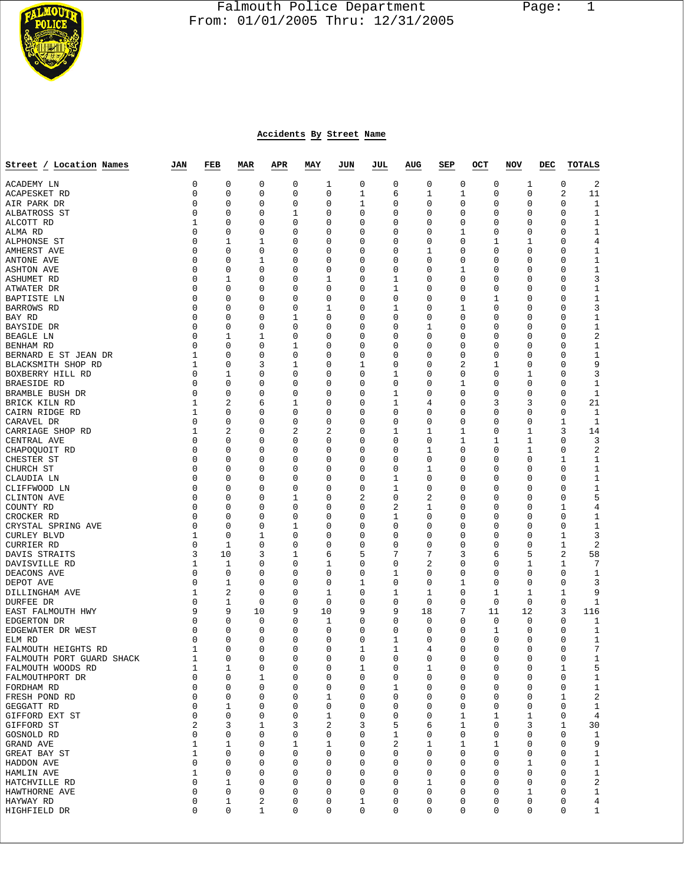Falmouth Police Department
From: 01/01/2005 Thru: 12/31/2005

## Accidents By Street Name

| Street / Location Names | JAN | FEB | MAR | APR | MAY | JUN | JUL | AUG | SEP | OCT | NOV | DEC | TOTALS |
|---|---|---|---|---|---|---|---|---|---|---|---|---|---|
| ACADEMY LN | 0 | 0 | 0 | 0 | 1 | 0 | 0 | 0 | 0 | 0 | 1 | 0 | 2 |
| ACAPESKET RD | 0 | 0 | 0 | 0 | 0 | 1 | 6 | 1 | 1 | 0 | 0 | 2 | 11 |
| AIR PARK DR | 0 | 0 | 0 | 0 | 0 | 1 | 0 | 0 | 0 | 0 | 0 | 0 | 1 |
| ALBATROSS ST | 0 | 0 | 0 | 1 | 0 | 0 | 0 | 0 | 0 | 0 | 0 | 0 | 1 |
| ALCOTT RD | 1 | 0 | 0 | 0 | 0 | 0 | 0 | 0 | 0 | 0 | 0 | 0 | 1 |
| ALMA RD | 0 | 0 | 0 | 0 | 0 | 0 | 0 | 0 | 1 | 0 | 0 | 0 | 1 |
| ALPHONSE ST | 0 | 1 | 1 | 0 | 0 | 0 | 0 | 0 | 0 | 1 | 1 | 0 | 4 |
| AMHERST AVE | 0 | 0 | 0 | 0 | 0 | 0 | 0 | 1 | 0 | 0 | 0 | 0 | 1 |
| ANTONE AVE | 0 | 0 | 1 | 0 | 0 | 0 | 0 | 0 | 0 | 0 | 0 | 0 | 1 |
| ASHTON AVE | 0 | 0 | 0 | 0 | 0 | 0 | 0 | 0 | 1 | 0 | 0 | 0 | 1 |
| ASHUMET RD | 0 | 1 | 0 | 0 | 1 | 0 | 1 | 0 | 0 | 0 | 0 | 0 | 3 |
| ATWATER DR | 0 | 0 | 0 | 0 | 0 | 0 | 1 | 0 | 0 | 0 | 0 | 0 | 1 |
| BAPTISTE LN | 0 | 0 | 0 | 0 | 0 | 0 | 0 | 0 | 0 | 1 | 0 | 0 | 1 |
| BARROWS RD | 0 | 0 | 0 | 0 | 1 | 0 | 1 | 0 | 1 | 0 | 0 | 0 | 3 |
| BAY RD | 0 | 0 | 0 | 1 | 0 | 0 | 0 | 0 | 0 | 0 | 0 | 0 | 1 |
| BAYSIDE DR | 0 | 0 | 0 | 0 | 0 | 0 | 0 | 1 | 0 | 0 | 0 | 0 | 1 |
| BEAGLE LN | 0 | 1 | 1 | 0 | 0 | 0 | 0 | 0 | 0 | 0 | 0 | 0 | 2 |
| BENHAM RD | 0 | 0 | 0 | 1 | 0 | 0 | 0 | 0 | 0 | 0 | 0 | 0 | 1 |
| BERNARD E ST JEAN DR | 1 | 0 | 0 | 0 | 0 | 0 | 0 | 0 | 0 | 0 | 0 | 0 | 1 |
| BLACKSMITH SHOP RD | 1 | 0 | 3 | 1 | 0 | 1 | 0 | 0 | 2 | 1 | 0 | 0 | 9 |
| BOXBERRY HILL RD | 0 | 1 | 0 | 0 | 0 | 0 | 1 | 0 | 0 | 0 | 1 | 0 | 3 |
| BRAESIDE RD | 0 | 0 | 0 | 0 | 0 | 0 | 0 | 0 | 1 | 0 | 0 | 0 | 1 |
| BRAMBLE BUSH DR | 0 | 0 | 0 | 0 | 0 | 0 | 1 | 0 | 0 | 0 | 0 | 0 | 1 |
| BRICK KILN RD | 1 | 2 | 6 | 1 | 0 | 0 | 1 | 4 | 0 | 3 | 3 | 0 | 21 |
| CAIRN RIDGE RD | 1 | 0 | 0 | 0 | 0 | 0 | 0 | 0 | 0 | 0 | 0 | 0 | 1 |
| CARAVEL DR | 0 | 0 | 0 | 0 | 0 | 0 | 0 | 0 | 0 | 0 | 0 | 1 | 1 |
| CARRIAGE SHOP RD | 1 | 2 | 0 | 2 | 2 | 0 | 1 | 1 | 1 | 0 | 1 | 3 | 14 |
| CENTRAL AVE | 0 | 0 | 0 | 0 | 0 | 0 | 0 | 0 | 1 | 1 | 1 | 0 | 3 |
| CHAPOQUOIT RD | 0 | 0 | 0 | 0 | 0 | 0 | 0 | 1 | 0 | 0 | 1 | 0 | 2 |
| CHESTER ST | 0 | 0 | 0 | 0 | 0 | 0 | 0 | 0 | 0 | 0 | 0 | 1 | 1 |
| CHURCH ST | 0 | 0 | 0 | 0 | 0 | 0 | 0 | 1 | 0 | 0 | 0 | 0 | 1 |
| CLAUDIA LN | 0 | 0 | 0 | 0 | 0 | 0 | 1 | 0 | 0 | 0 | 0 | 0 | 1 |
| CLIFFWOOD LN | 0 | 0 | 0 | 0 | 0 | 0 | 1 | 0 | 0 | 0 | 0 | 0 | 1 |
| CLINTON AVE | 0 | 0 | 0 | 1 | 0 | 2 | 0 | 2 | 0 | 0 | 0 | 0 | 5 |
| COUNTY RD | 0 | 0 | 0 | 0 | 0 | 0 | 2 | 1 | 0 | 0 | 0 | 1 | 4 |
| CROCKER RD | 0 | 0 | 0 | 0 | 0 | 0 | 1 | 0 | 0 | 0 | 0 | 0 | 1 |
| CRYSTAL SPRING AVE | 0 | 0 | 0 | 1 | 0 | 0 | 0 | 0 | 0 | 0 | 0 | 0 | 1 |
| CURLEY BLVD | 1 | 0 | 1 | 0 | 0 | 0 | 0 | 0 | 0 | 0 | 0 | 1 | 3 |
| CURRIER RD | 0 | 1 | 0 | 0 | 0 | 0 | 0 | 0 | 0 | 0 | 0 | 1 | 2 |
| DAVIS STRAITS | 3 | 10 | 3 | 1 | 6 | 5 | 7 | 7 | 3 | 6 | 5 | 2 | 58 |
| DAVISVILLE RD | 1 | 1 | 0 | 0 | 1 | 0 | 0 | 2 | 0 | 0 | 1 | 1 | 7 |
| DEACONS AVE | 0 | 0 | 0 | 0 | 0 | 0 | 1 | 0 | 0 | 0 | 0 | 0 | 1 |
| DEPOT AVE | 0 | 1 | 0 | 0 | 0 | 1 | 0 | 0 | 1 | 0 | 0 | 0 | 3 |
| DILLINGHAM AVE | 1 | 2 | 0 | 0 | 1 | 0 | 1 | 1 | 0 | 1 | 1 | 1 | 9 |
| DURFEE DR | 0 | 1 | 0 | 0 | 0 | 0 | 0 | 0 | 0 | 0 | 0 | 0 | 1 |
| EAST FALMOUTH HWY | 9 | 9 | 10 | 9 | 10 | 9 | 9 | 18 | 7 | 11 | 12 | 3 | 116 |
| EDGERTON DR | 0 | 0 | 0 | 0 | 1 | 0 | 0 | 0 | 0 | 0 | 0 | 0 | 1 |
| EDGEWATER DR WEST | 0 | 0 | 0 | 0 | 0 | 0 | 0 | 0 | 0 | 1 | 0 | 0 | 1 |
| ELM RD | 0 | 0 | 0 | 0 | 0 | 0 | 1 | 0 | 0 | 0 | 0 | 0 | 1 |
| FALMOUTH HEIGHTS RD | 1 | 0 | 0 | 0 | 0 | 1 | 1 | 4 | 0 | 0 | 0 | 0 | 7 |
| FALMOUTH PORT GUARD SHACK | 1 | 0 | 0 | 0 | 0 | 0 | 0 | 0 | 0 | 0 | 0 | 0 | 1 |
| FALMOUTH WOODS RD | 1 | 1 | 0 | 0 | 0 | 1 | 0 | 1 | 0 | 0 | 0 | 1 | 5 |
| FALMOUTHPORT DR | 0 | 0 | 1 | 0 | 0 | 0 | 0 | 0 | 0 | 0 | 0 | 0 | 1 |
| FORDHAM RD | 0 | 0 | 0 | 0 | 0 | 0 | 1 | 0 | 0 | 0 | 0 | 0 | 1 |
| FRESH POND RD | 0 | 0 | 0 | 0 | 1 | 0 | 0 | 0 | 0 | 0 | 0 | 1 | 2 |
| GEGGATT RD | 0 | 1 | 0 | 0 | 0 | 0 | 0 | 0 | 0 | 0 | 0 | 0 | 1 |
| GIFFORD EXT ST | 0 | 0 | 0 | 0 | 1 | 0 | 0 | 0 | 1 | 1 | 1 | 0 | 4 |
| GIFFORD ST | 2 | 3 | 1 | 3 | 2 | 3 | 5 | 6 | 1 | 0 | 3 | 1 | 30 |
| GOSNOLD RD | 0 | 0 | 0 | 0 | 0 | 0 | 1 | 0 | 0 | 0 | 0 | 0 | 1 |
| GRAND AVE | 1 | 1 | 0 | 1 | 1 | 0 | 2 | 1 | 1 | 1 | 0 | 0 | 9 |
| GREAT BAY ST | 1 | 0 | 0 | 0 | 0 | 0 | 0 | 0 | 0 | 0 | 0 | 0 | 1 |
| HADDON AVE | 0 | 0 | 0 | 0 | 0 | 0 | 0 | 0 | 0 | 0 | 1 | 0 | 1 |
| HAMLIN AVE | 1 | 0 | 0 | 0 | 0 | 0 | 0 | 0 | 0 | 0 | 0 | 0 | 1 |
| HATCHVILLE RD | 0 | 1 | 0 | 0 | 0 | 0 | 0 | 1 | 0 | 0 | 0 | 0 | 2 |
| HAWTHORNE AVE | 0 | 0 | 0 | 0 | 0 | 0 | 0 | 0 | 0 | 0 | 1 | 0 | 1 |
| HAYWAY RD | 0 | 1 | 2 | 0 | 0 | 1 | 0 | 0 | 0 | 0 | 0 | 0 | 4 |
| HIGHFIELD DR | 0 | 0 | 1 | 0 | 0 | 0 | 0 | 0 | 0 | 0 | 0 | 0 | 1 |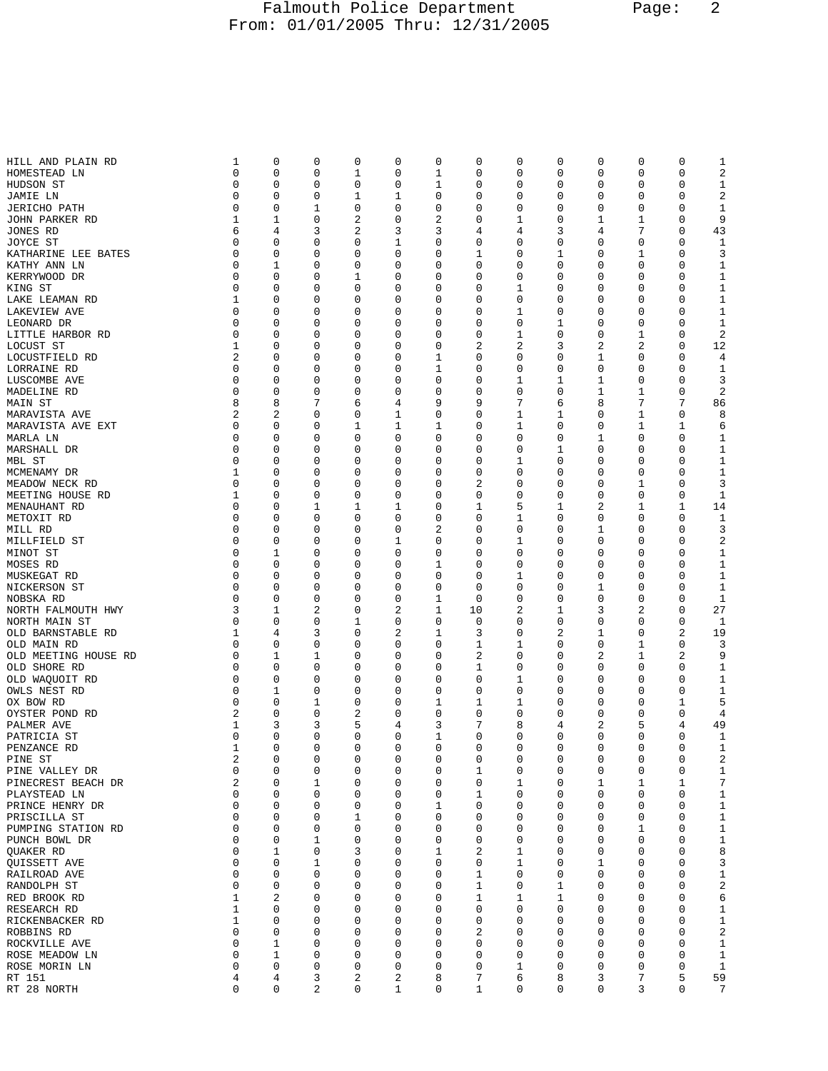| | | | | | | | | | | | | | |
|---|---|---|---|---|---|---|---|---|---|---|---|---|---|
| HILL AND PLAIN RD | 1 | 0 | 0 | 0 | 0 | 0 | 0 | 0 | 0 | 0 | 0 | 0 | 1 |
| HOMESTEAD LN | 0 | 0 | 0 | 1 | 0 | 1 | 0 | 0 | 0 | 0 | 0 | 0 | 2 |
| HUDSON ST | 0 | 0 | 0 | 0 | 0 | 1 | 0 | 0 | 0 | 0 | 0 | 0 | 1 |
| JAMIE LN | 0 | 0 | 0 | 1 | 1 | 0 | 0 | 0 | 0 | 0 | 0 | 0 | 2 |
| JERICHO PATH | 0 | 0 | 1 | 0 | 0 | 0 | 0 | 0 | 0 | 0 | 0 | 0 | 1 |
| JOHN PARKER RD | 1 | 1 | 0 | 2 | 0 | 2 | 0 | 1 | 0 | 1 | 1 | 0 | 9 |
| JONES RD | 6 | 4 | 3 | 2 | 3 | 3 | 4 | 4 | 3 | 4 | 7 | 0 | 43 |
| JOYCE ST | 0 | 0 | 0 | 0 | 1 | 0 | 0 | 0 | 0 | 0 | 0 | 0 | 1 |
| KATHARINE LEE BATES | 0 | 0 | 0 | 0 | 0 | 0 | 1 | 0 | 1 | 0 | 1 | 0 | 3 |
| KATHY ANN LN | 0 | 1 | 0 | 0 | 0 | 0 | 0 | 0 | 0 | 0 | 0 | 0 | 1 |
| KERRYWOOD DR | 0 | 0 | 0 | 1 | 0 | 0 | 0 | 0 | 0 | 0 | 0 | 0 | 1 |
| KING ST | 0 | 0 | 0 | 0 | 0 | 0 | 0 | 1 | 0 | 0 | 0 | 0 | 1 |
| LAKE LEAMAN RD | 1 | 0 | 0 | 0 | 0 | 0 | 0 | 0 | 0 | 0 | 0 | 0 | 1 |
| LAKEVIEW AVE | 0 | 0 | 0 | 0 | 0 | 0 | 0 | 1 | 0 | 0 | 0 | 0 | 1 |
| LEONARD DR | 0 | 0 | 0 | 0 | 0 | 0 | 0 | 0 | 1 | 0 | 0 | 0 | 1 |
| LITTLE HARBOR RD | 0 | 0 | 0 | 0 | 0 | 0 | 0 | 1 | 0 | 0 | 1 | 0 | 2 |
| LOCUST ST | 1 | 0 | 0 | 0 | 0 | 0 | 2 | 2 | 3 | 2 | 2 | 0 | 12 |
| LOCUSTFIELD RD | 2 | 0 | 0 | 0 | 0 | 1 | 0 | 0 | 0 | 1 | 0 | 0 | 4 |
| LORRAINE RD | 0 | 0 | 0 | 0 | 0 | 1 | 0 | 0 | 0 | 0 | 0 | 0 | 1 |
| LUSCOMBE AVE | 0 | 0 | 0 | 0 | 0 | 0 | 0 | 1 | 1 | 1 | 0 | 0 | 3 |
| MADELINE RD | 0 | 0 | 0 | 0 | 0 | 0 | 0 | 0 | 0 | 1 | 1 | 0 | 2 |
| MAIN ST | 8 | 8 | 7 | 6 | 4 | 9 | 9 | 7 | 6 | 8 | 7 | 7 | 86 |
| MARAVISTA AVE | 2 | 2 | 0 | 0 | 1 | 0 | 0 | 1 | 1 | 0 | 1 | 0 | 8 |
| MARAVISTA AVE EXT | 0 | 0 | 0 | 1 | 1 | 1 | 0 | 1 | 0 | 0 | 1 | 1 | 6 |
| MARLA LN | 0 | 0 | 0 | 0 | 0 | 0 | 0 | 0 | 0 | 1 | 0 | 0 | 1 |
| MARSHALL DR | 0 | 0 | 0 | 0 | 0 | 0 | 0 | 0 | 1 | 0 | 0 | 0 | 1 |
| MBL ST | 0 | 0 | 0 | 0 | 0 | 0 | 0 | 1 | 0 | 0 | 0 | 0 | 1 |
| MCMENAMY DR | 1 | 0 | 0 | 0 | 0 | 0 | 0 | 0 | 0 | 0 | 0 | 0 | 1 |
| MEADOW NECK RD | 0 | 0 | 0 | 0 | 0 | 0 | 2 | 0 | 0 | 0 | 1 | 0 | 3 |
| MEETING HOUSE RD | 1 | 0 | 0 | 0 | 0 | 0 | 0 | 0 | 0 | 0 | 0 | 0 | 1 |
| MENAUHANT RD | 0 | 0 | 1 | 1 | 1 | 0 | 1 | 5 | 1 | 2 | 1 | 1 | 14 |
| METOXIT RD | 0 | 0 | 0 | 0 | 0 | 0 | 0 | 1 | 0 | 0 | 0 | 0 | 1 |
| MILL RD | 0 | 0 | 0 | 0 | 0 | 2 | 0 | 0 | 0 | 1 | 0 | 0 | 3 |
| MILLFIELD ST | 0 | 0 | 0 | 0 | 1 | 0 | 0 | 1 | 0 | 0 | 0 | 0 | 2 |
| MINOT ST | 0 | 1 | 0 | 0 | 0 | 0 | 0 | 0 | 0 | 0 | 0 | 0 | 1 |
| MOSES RD | 0 | 0 | 0 | 0 | 0 | 1 | 0 | 0 | 0 | 0 | 0 | 0 | 1 |
| MUSKEGAT RD | 0 | 0 | 0 | 0 | 0 | 0 | 0 | 1 | 0 | 0 | 0 | 0 | 1 |
| NICKERSON ST | 0 | 0 | 0 | 0 | 0 | 0 | 0 | 0 | 0 | 1 | 0 | 0 | 1 |
| NOBSKA RD | 0 | 0 | 0 | 0 | 0 | 1 | 0 | 0 | 0 | 0 | 0 | 0 | 1 |
| NORTH FALMOUTH HWY | 3 | 1 | 2 | 0 | 2 | 1 | 10 | 2 | 1 | 3 | 2 | 0 | 27 |
| NORTH MAIN ST | 0 | 0 | 0 | 1 | 0 | 0 | 0 | 0 | 0 | 0 | 0 | 0 | 1 |
| OLD BARNSTABLE RD | 1 | 4 | 3 | 0 | 2 | 1 | 3 | 0 | 2 | 1 | 0 | 2 | 19 |
| OLD MAIN RD | 0 | 0 | 0 | 0 | 0 | 0 | 1 | 1 | 0 | 0 | 1 | 0 | 3 |
| OLD MEETING HOUSE RD | 0 | 1 | 1 | 0 | 0 | 0 | 2 | 0 | 0 | 2 | 1 | 2 | 9 |
| OLD SHORE RD | 0 | 0 | 0 | 0 | 0 | 0 | 1 | 0 | 0 | 0 | 0 | 0 | 1 |
| OLD WAQUOIT RD | 0 | 0 | 0 | 0 | 0 | 0 | 0 | 1 | 0 | 0 | 0 | 0 | 1 |
| OWLS NEST RD | 0 | 1 | 0 | 0 | 0 | 0 | 0 | 0 | 0 | 0 | 0 | 0 | 1 |
| OX BOW RD | 0 | 0 | 1 | 0 | 0 | 1 | 1 | 1 | 0 | 0 | 0 | 1 | 5 |
| OYSTER POND RD | 2 | 0 | 0 | 2 | 0 | 0 | 0 | 0 | 0 | 0 | 0 | 0 | 4 |
| PALMER AVE | 1 | 3 | 3 | 5 | 4 | 3 | 7 | 8 | 4 | 2 | 5 | 4 | 49 |
| PATRICIA ST | 0 | 0 | 0 | 0 | 0 | 1 | 0 | 0 | 0 | 0 | 0 | 0 | 1 |
| PENZANCE RD | 1 | 0 | 0 | 0 | 0 | 0 | 0 | 0 | 0 | 0 | 0 | 0 | 1 |
| PINE ST | 2 | 0 | 0 | 0 | 0 | 0 | 0 | 0 | 0 | 0 | 0 | 0 | 2 |
| PINE VALLEY DR | 0 | 0 | 0 | 0 | 0 | 0 | 1 | 0 | 0 | 0 | 0 | 0 | 1 |
| PINECREST BEACH DR | 2 | 0 | 1 | 0 | 0 | 0 | 0 | 1 | 0 | 1 | 1 | 1 | 7 |
| PLAYSTEAD LN | 0 | 0 | 0 | 0 | 0 | 0 | 1 | 0 | 0 | 0 | 0 | 0 | 1 |
| PRINCE HENRY DR | 0 | 0 | 0 | 0 | 0 | 1 | 0 | 0 | 0 | 0 | 0 | 0 | 1 |
| PRISCILLA ST | 0 | 0 | 0 | 1 | 0 | 0 | 0 | 0 | 0 | 0 | 0 | 0 | 1 |
| PUMPING STATION RD | 0 | 0 | 0 | 0 | 0 | 0 | 0 | 0 | 0 | 0 | 1 | 0 | 1 |
| PUNCH BOWL DR | 0 | 0 | 1 | 0 | 0 | 0 | 0 | 0 | 0 | 0 | 0 | 0 | 1 |
| QUAKER RD | 0 | 1 | 0 | 3 | 0 | 1 | 2 | 1 | 0 | 0 | 0 | 0 | 8 |
| QUISSETT AVE | 0 | 0 | 1 | 0 | 0 | 0 | 0 | 1 | 0 | 1 | 0 | 0 | 3 |
| RAILROAD AVE | 0 | 0 | 0 | 0 | 0 | 0 | 1 | 0 | 0 | 0 | 0 | 0 | 1 |
| RANDOLPH ST | 0 | 0 | 0 | 0 | 0 | 0 | 1 | 0 | 1 | 0 | 0 | 0 | 2 |
| RED BROOK RD | 1 | 2 | 0 | 0 | 0 | 0 | 1 | 1 | 1 | 0 | 0 | 0 | 6 |
| RESEARCH RD | 1 | 0 | 0 | 0 | 0 | 0 | 0 | 0 | 0 | 0 | 0 | 0 | 1 |
| RICKENBACKER RD | 1 | 0 | 0 | 0 | 0 | 0 | 0 | 0 | 0 | 0 | 0 | 0 | 1 |
| ROBBINS RD | 0 | 0 | 0 | 0 | 0 | 0 | 2 | 0 | 0 | 0 | 0 | 0 | 2 |
| ROCKVILLE AVE | 0 | 1 | 0 | 0 | 0 | 0 | 0 | 0 | 0 | 0 | 0 | 0 | 1 |
| ROSE MEADOW LN | 0 | 1 | 0 | 0 | 0 | 0 | 0 | 0 | 0 | 0 | 0 | 0 | 1 |
| ROSE MORIN LN | 0 | 0 | 0 | 0 | 0 | 0 | 0 | 1 | 0 | 0 | 0 | 0 | 1 |
| RT 151 | 4 | 4 | 3 | 2 | 2 | 8 | 7 | 6 | 8 | 3 | 7 | 5 | 59 |
| RT 28 NORTH | 0 | 0 | 2 | 0 | 1 | 0 | 1 | 0 | 0 | 0 | 3 | 0 | 7 |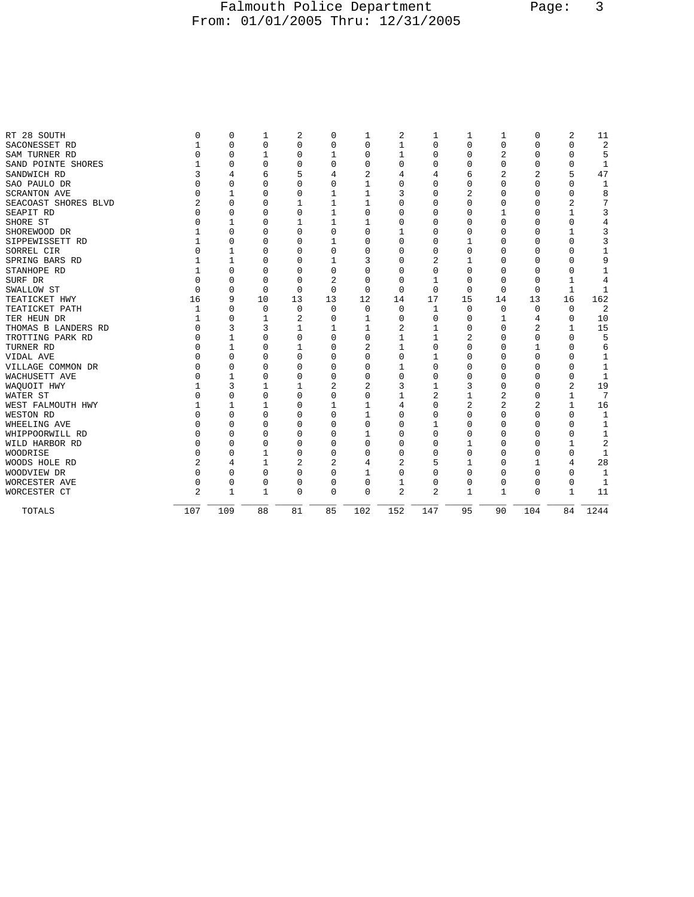| | | | | | | | | | | | | | |
|---|---|---|---|---|---|---|---|---|---|---|---|---|---|
| RT 28 SOUTH | 0 | 0 | 1 | 2 | 0 | 1 | 2 | 1 | 1 | 1 | 0 | 2 | 11 |
| SACONESSET RD | 1 | 0 | 0 | 0 | 0 | 0 | 1 | 0 | 0 | 0 | 0 | 0 | 2 |
| SAM TURNER RD | 0 | 0 | 1 | 0 | 1 | 0 | 1 | 0 | 0 | 2 | 0 | 0 | 5 |
| SAND POINTE SHORES | 1 | 0 | 0 | 0 | 0 | 0 | 0 | 0 | 0 | 0 | 0 | 0 | 1 |
| SANDWICH RD | 3 | 4 | 6 | 5 | 4 | 2 | 4 | 4 | 6 | 2 | 2 | 5 | 47 |
| SAO PAULO DR | 0 | 0 | 0 | 0 | 0 | 1 | 0 | 0 | 0 | 0 | 0 | 0 | 1 |
| SCRANTON AVE | 0 | 1 | 0 | 0 | 1 | 1 | 3 | 0 | 2 | 0 | 0 | 0 | 8 |
| SEACOAST SHORES BLVD | 2 | 0 | 0 | 1 | 1 | 1 | 0 | 0 | 0 | 0 | 0 | 2 | 7 |
| SEAPIT RD | 0 | 0 | 0 | 0 | 1 | 0 | 0 | 0 | 0 | 1 | 0 | 1 | 3 |
| SHORE ST | 0 | 1 | 0 | 1 | 1 | 1 | 0 | 0 | 0 | 0 | 0 | 0 | 4 |
| SHOREWOOD DR | 1 | 0 | 0 | 0 | 0 | 0 | 1 | 0 | 0 | 0 | 0 | 1 | 3 |
| SIPPEWISSETT RD | 1 | 0 | 0 | 0 | 1 | 0 | 0 | 0 | 1 | 0 | 0 | 0 | 3 |
| SORREL CIR | 0 | 1 | 0 | 0 | 0 | 0 | 0 | 0 | 0 | 0 | 0 | 0 | 1 |
| SPRING BARS RD | 1 | 1 | 0 | 0 | 1 | 3 | 0 | 2 | 1 | 0 | 0 | 0 | 9 |
| STANHOPE RD | 1 | 0 | 0 | 0 | 0 | 0 | 0 | 0 | 0 | 0 | 0 | 0 | 1 |
| SURF DR | 0 | 0 | 0 | 0 | 2 | 0 | 0 | 1 | 0 | 0 | 0 | 1 | 4 |
| SWALLOW ST | 0 | 0 | 0 | 0 | 0 | 0 | 0 | 0 | 0 | 0 | 0 | 1 | 1 |
| TEATICKET HWY | 16 | 9 | 10 | 13 | 13 | 12 | 14 | 17 | 15 | 14 | 13 | 16 | 162 |
| TEATICKET PATH | 1 | 0 | 0 | 0 | 0 | 0 | 0 | 1 | 0 | 0 | 0 | 0 | 2 |
| TER HEUN DR | 1 | 0 | 1 | 2 | 0 | 1 | 0 | 0 | 0 | 1 | 4 | 0 | 10 |
| THOMAS B LANDERS RD | 0 | 3 | 3 | 1 | 1 | 1 | 2 | 1 | 0 | 0 | 2 | 1 | 15 |
| TROTTING PARK RD | 0 | 1 | 0 | 0 | 0 | 0 | 1 | 1 | 2 | 0 | 0 | 0 | 5 |
| TURNER RD | 0 | 1 | 0 | 1 | 0 | 2 | 1 | 0 | 0 | 0 | 1 | 0 | 6 |
| VIDAL AVE | 0 | 0 | 0 | 0 | 0 | 0 | 0 | 1 | 0 | 0 | 0 | 0 | 1 |
| VILLAGE COMMON DR | 0 | 0 | 0 | 0 | 0 | 0 | 1 | 0 | 0 | 0 | 0 | 0 | 1 |
| WACHUSETT AVE | 0 | 1 | 0 | 0 | 0 | 0 | 0 | 0 | 0 | 0 | 0 | 0 | 1 |
| WAQUOIT HWY | 1 | 3 | 1 | 1 | 2 | 2 | 3 | 1 | 3 | 0 | 0 | 2 | 19 |
| WATER ST | 0 | 0 | 0 | 0 | 0 | 0 | 1 | 2 | 1 | 2 | 0 | 1 | 7 |
| WEST FALMOUTH HWY | 1 | 1 | 1 | 0 | 1 | 1 | 4 | 0 | 2 | 2 | 2 | 1 | 16 |
| WESTON RD | 0 | 0 | 0 | 0 | 0 | 1 | 0 | 0 | 0 | 0 | 0 | 0 | 1 |
| WHEELING AVE | 0 | 0 | 0 | 0 | 0 | 0 | 0 | 1 | 0 | 0 | 0 | 0 | 1 |
| WHIPPOORWILL RD | 0 | 0 | 0 | 0 | 0 | 1 | 0 | 0 | 0 | 0 | 0 | 0 | 1 |
| WILD HARBOR RD | 0 | 0 | 0 | 0 | 0 | 0 | 0 | 0 | 1 | 0 | 0 | 1 | 2 |
| WOODRISE | 0 | 0 | 1 | 0 | 0 | 0 | 0 | 0 | 0 | 0 | 0 | 0 | 1 |
| WOODS HOLE RD | 2 | 4 | 1 | 2 | 2 | 4 | 2 | 5 | 1 | 0 | 1 | 4 | 28 |
| WOODVIEW DR | 0 | 0 | 0 | 0 | 0 | 1 | 0 | 0 | 0 | 0 | 0 | 0 | 1 |
| WORCESTER AVE | 0 | 0 | 0 | 0 | 0 | 0 | 1 | 0 | 0 | 0 | 0 | 0 | 1 |
| WORCESTER CT | 2 | 1 | 1 | 0 | 0 | 0 | 2 | 2 | 1 | 1 | 0 | 1 | 11 |
| TOTALS | 107 | 109 | 88 | 81 | 85 | 102 | 152 | 147 | 95 | 90 | 104 | 84 | 1244 |